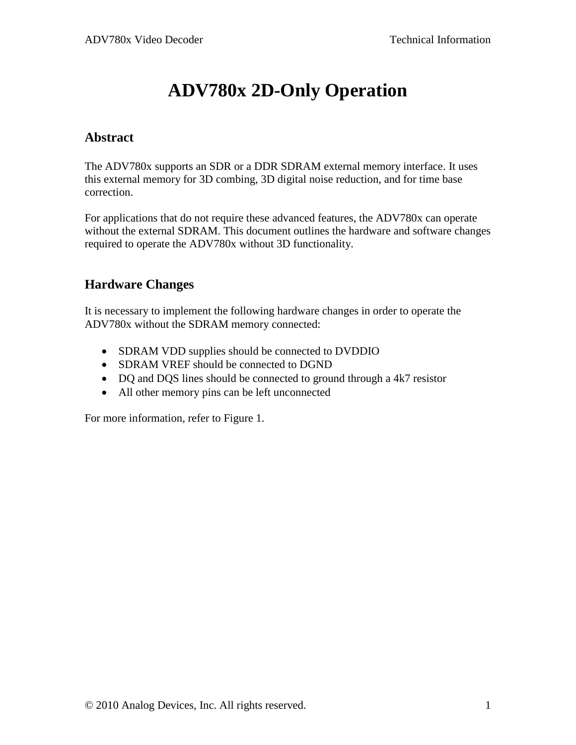# ADV780x 2D-Only Operation

## Abstract

The ADV780x supports an SDR or a DDR SDRAM external memory interface. It uses this external memory for 3D combing, 3D digital noise reduction, and for time base correction.

For applications that do not require these advanced features, the ADV780x can operate without the external SDRAM. This document outlines the hardware and software changes required to operate the ADV780x without 3D functionality.

## Hardware Changes

It is necessary to implement the following hardware changes in order to operate the ADV780x without the SDRAM memory connected:

- SDRAM VDD supplies should be connected to DVDDIO
- SDRAM VREF should be connected to DGND
- DQ and DQS lines should be connected to ground through a 4k7 resistor
- All other memory pins can be left unconnected

For more information, refer to Figure 1.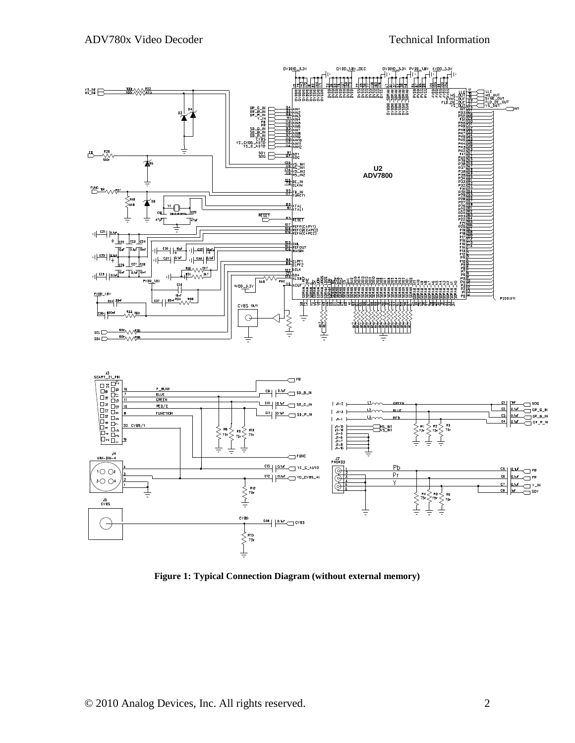**Figure 1: Typical Connection Diagram (without external memory)**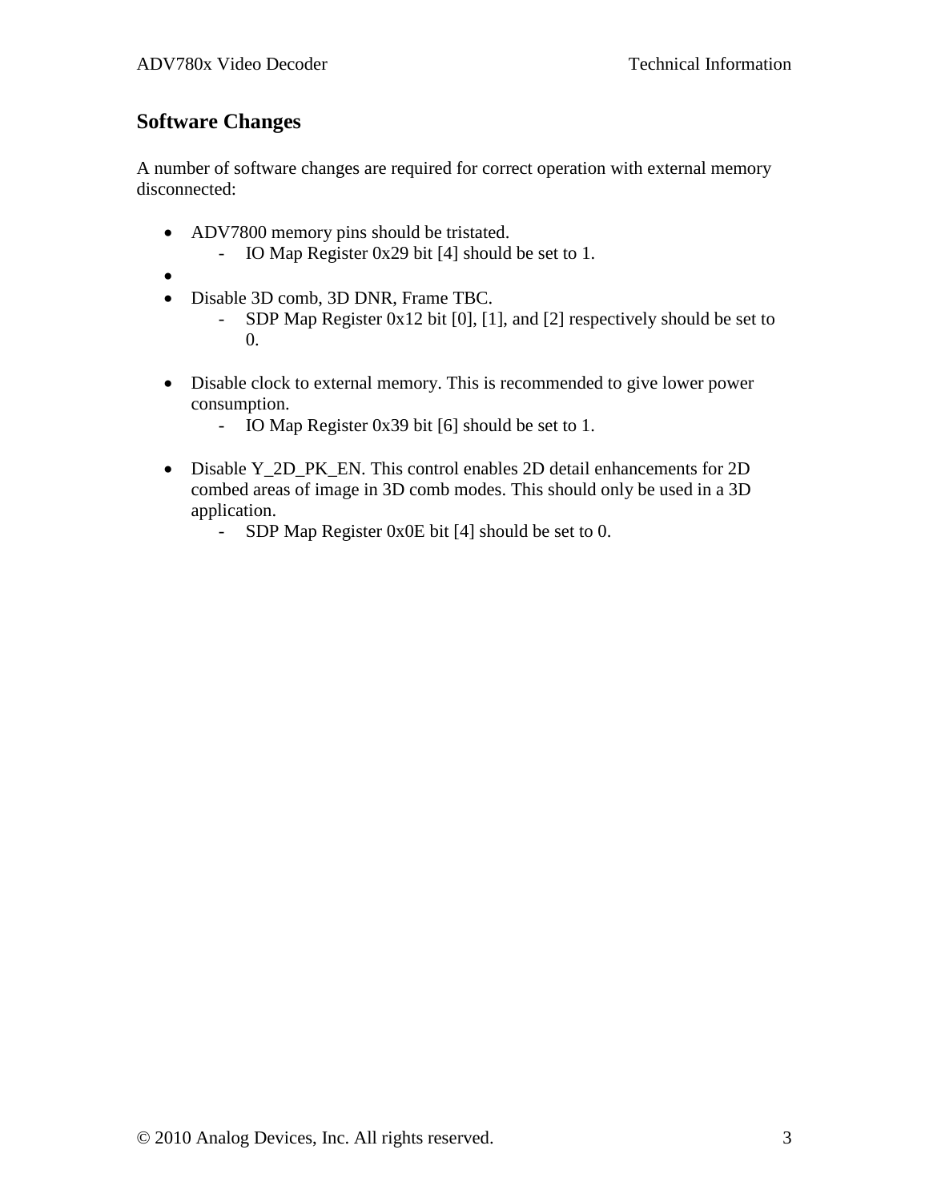## Software Changes

A number of software changes are required for correct operation with external memory disconnected:

- ADV7800 memory pins should be tristated.
    - IO Map Register 0x29 bit [4] should be set to 1.
- 
- Disable 3D comb, 3D DNR, Frame TBC.
    - SDP Map Register 0x12 bit [0], [1], and [2] respectively should be set to 0.

- Disable clock to external memory. This is recommended to give lower power consumption.
    - IO Map Register 0x39 bit [6] should be set to 1.

- Disable Y_2D_PK_EN. This control enables 2D detail enhancements for 2D combed areas of image in 3D comb modes. This should only be used in a 3D application.
    - SDP Map Register 0x0E bit [4] should be set to 0.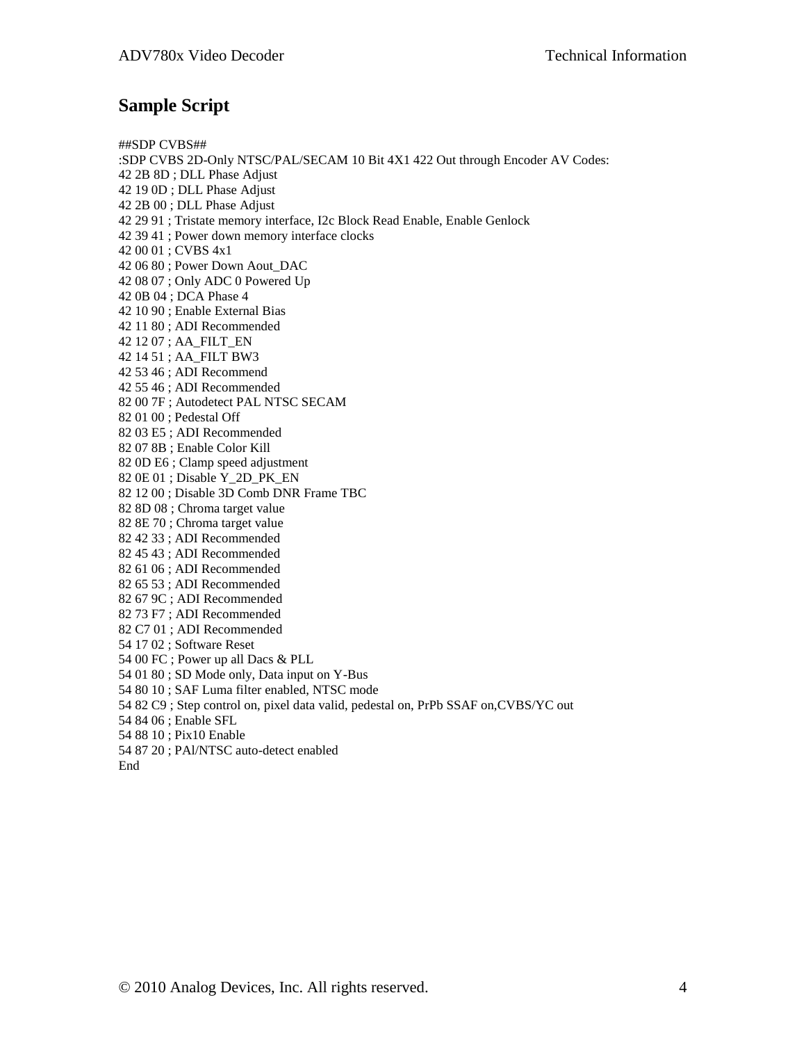## Sample Script

```
##SDP CVBS##
:SDP CVBS 2D-Only NTSC/PAL/SECAM 10 Bit 4X1 422 Out through Encoder AV Codes:
42 2B 8D ; DLL Phase Adjust
42 19 0D ; DLL Phase Adjust
42 2B 00 ; DLL Phase Adjust
42 29 91 ; Tristate memory interface, I2c Block Read Enable, Enable Genlock
42 39 41 ; Power down memory interface clocks
42 00 01 ; CVBS 4x1
42 06 80 ; Power Down Aout_DAC
42 08 07 ; Only ADC 0 Powered Up
42 0B 04 ; DCA Phase 4
42 10 90 ; Enable External Bias
42 11 80 ; ADI Recommended
42 12 07 ; AA_FILT_EN
42 14 51 ; AA_FILT BW3
42 53 46 ; ADI Recommend
42 55 46 ; ADI Recommended
82 00 7F ; Autodetect PAL NTSC SECAM
82 01 00 ; Pedestal Off
82 03 E5 ; ADI Recommended
82 07 8B ; Enable Color Kill
82 0D E6 ; Clamp speed adjustment
82 0E 01 ; Disable Y_2D_PK_EN
82 12 00 ; Disable 3D Comb DNR Frame TBC
82 8D 08 ; Chroma target value
82 8E 70 ; Chroma target value
82 42 33 ; ADI Recommended
82 45 43 ; ADI Recommended
82 61 06 ; ADI Recommended
82 65 53 ; ADI Recommended
82 67 9C ; ADI Recommended
82 73 F7 ; ADI Recommended
82 C7 01 ; ADI Recommended
54 17 02 ; Software Reset
54 00 FC ; Power up all Dacs & PLL
54 01 80 ; SD Mode only, Data input on Y-Bus
54 80 10 ; SAF Luma filter enabled, NTSC mode
54 82 C9 ; Step control on, pixel data valid, pedestal on, PrPb SSAF on,CVBS/YC out
54 84 06 ; Enable SFL
54 88 10 ; Pix10 Enable
54 87 20 ; PAl/NTSC auto-detect enabled
End
```